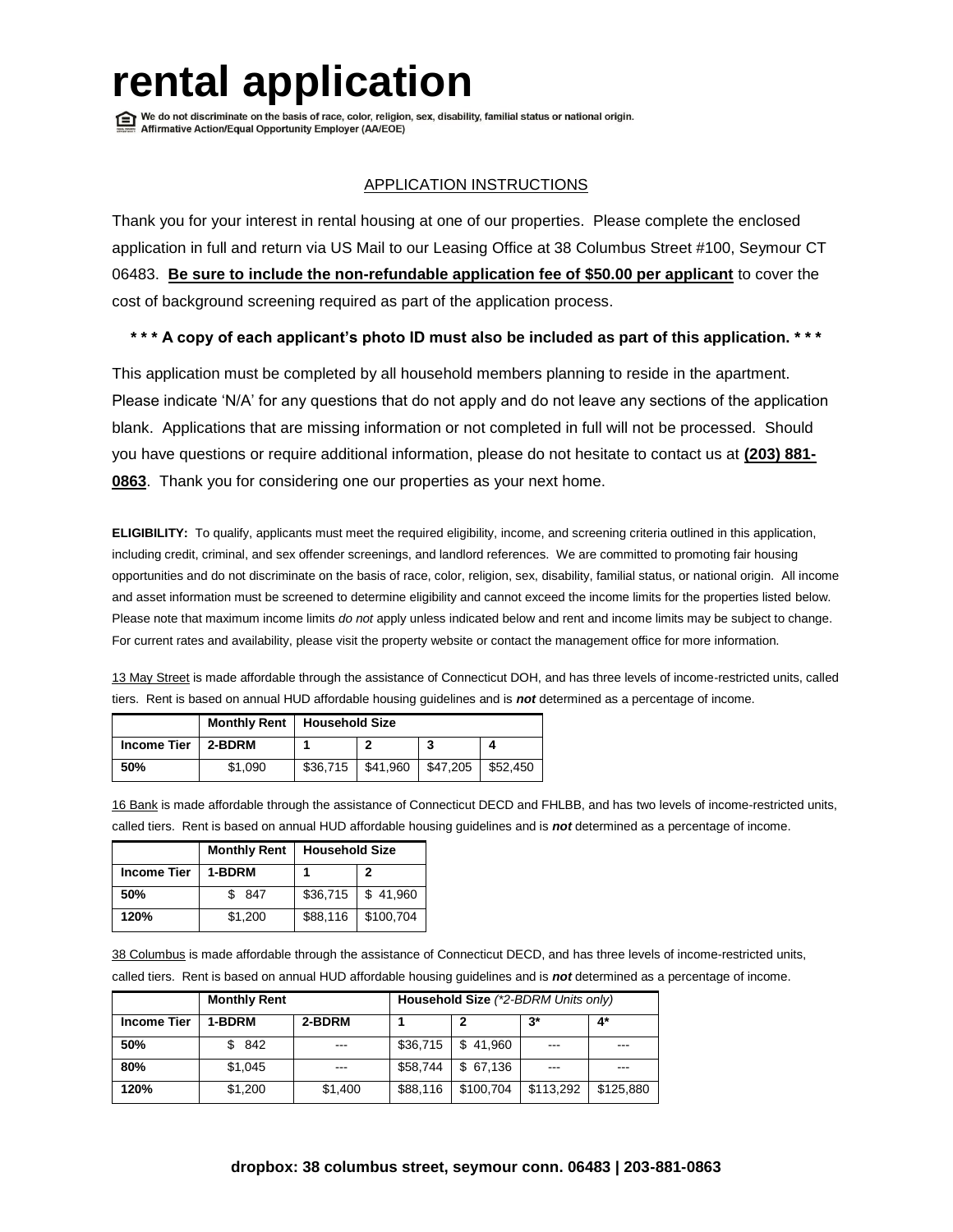# rental application

We do not discriminate on the basis of race, color, religion, sex, disability, familial status or national origin.
Affirmative Action/Equal Opportunity Employer (AA/EOE)

## APPLICATION INSTRUCTIONS

Thank you for your interest in rental housing at one of our properties. Please complete the enclosed application in full and return via US Mail to our Leasing Office at 38 Columbus Street #100, Seymour CT 06483. **Be sure to include the non-refundable application fee of $50.00 per applicant** to cover the cost of background screening required as part of the application process.

**\* \* \* A copy of each applicant's photo ID must also be included as part of this application. \* \* \***

This application must be completed by all household members planning to reside in the apartment. Please indicate 'N/A' for any questions that do not apply and do not leave any sections of the application blank. Applications that are missing information or not completed in full will not be processed. Should you have questions or require additional information, please do not hesitate to contact us at **(203) 881-0863**. Thank you for considering one our properties as your next home.

**ELIGIBILITY:** To qualify, applicants must meet the required eligibility, income, and screening criteria outlined in this application, including credit, criminal, and sex offender screenings, and landlord references. We are committed to promoting fair housing opportunities and do not discriminate on the basis of race, color, religion, sex, disability, familial status, or national origin. All income and asset information must be screened to determine eligibility and cannot exceed the income limits for the properties listed below. Please note that maximum income limits *do not* apply unless indicated below and rent and income limits may be subject to change. For current rates and availability, please visit the property website or contact the management office for more information.

13 May Street is made affordable through the assistance of Connecticut DOH, and has three levels of income-restricted units, called tiers. Rent is based on annual HUD affordable housing guidelines and is ***not*** determined as a percentage of income.

| | Monthly Rent | Household Size | | | |
|---|---|---|---|---|---|
| **Income Tier** | **2-BDRM** | **1** | **2** | **3** | **4** |
| **50%** | $1,090 | $36,715 | $41,960 | $47,205 | $52,450 |

16 Bank is made affordable through the assistance of Connecticut DECD and FHLBB, and has two levels of income-restricted units, called tiers. Rent is based on annual HUD affordable housing guidelines and is ***not*** determined as a percentage of income.

| | Monthly Rent | Household Size | |
|---|---|---|---|
| **Income Tier** | **1-BDRM** | **1** | **2** |
| **50%** | $ 847 | $36,715 | $ 41,960 |
| **120%** | $1,200 | $88,116 | $100,704 |

38 Columbus is made affordable through the assistance of Connecticut DECD, and has three levels of income-restricted units, called tiers. Rent is based on annual HUD affordable housing guidelines and is ***not*** determined as a percentage of income.

| | Monthly Rent | | Household Size *(\*2-BDRM Units only)* | | | |
|---|---|---|---|---|---|---|
| **Income Tier** | **1-BDRM** | **2-BDRM** | **1** | **2** | **3\*** | **4\*** |
| **50%** | $ 842 | --- | $36,715 | $ 41,960 | --- | --- |
| **80%** | $1,045 | --- | $58,744 | $ 67,136 | --- | --- |
| **120%** | $1,200 | $1,400 | $88,116 | $100,704 | $113,292 | $125,880 |

**dropbox: 38 columbus street, seymour conn. 06483 | 203-881-0863**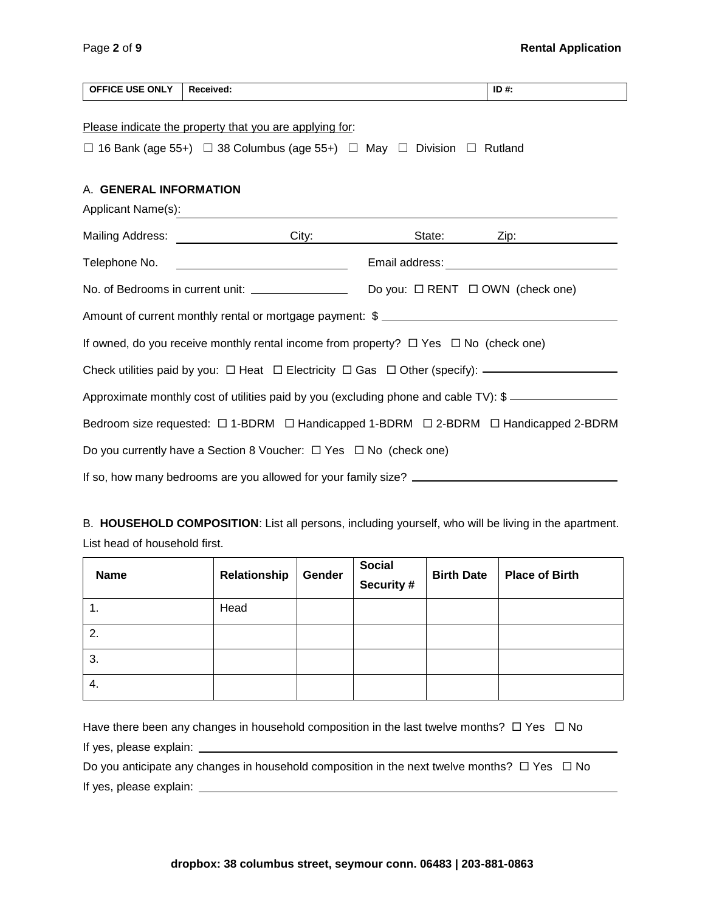| OFFICE USE ONLY | Received: | ID #: |
|---|---|---|

Please indicate the property that you are applying for:

☐ 16 Bank (age 55+) ☐ 38 Columbus (age 55+) ☐ May ☐ Division ☐ Rutland

## A. GENERAL INFORMATION

Applicant Name(s): ______________________________

Mailing Address: ______________ City: ______________ State: ________ Zip: ____________

Telephone No. ______________________ Email address: ______________________

No. of Bedrooms in current unit: ______________ Do you: ☐ RENT ☐ OWN (check one)

Amount of current monthly rental or mortgage payment: $ ______________________

If owned, do you receive monthly rental income from property? ☐ Yes ☐ No (check one)

Check utilities paid by you: ☐ Heat ☐ Electricity ☐ Gas ☐ Other (specify): ______________

Approximate monthly cost of utilities paid by you (excluding phone and cable TV): $ ____________

Bedroom size requested: ☐ 1-BDRM ☐ Handicapped 1-BDRM ☐ 2-BDRM ☐ Handicapped 2-BDRM

Do you currently have a Section 8 Voucher: ☐ Yes ☐ No (check one)

If so, how many bedrooms are you allowed for your family size? ______________________

## B. HOUSEHOLD COMPOSITION

**HOUSEHOLD COMPOSITION**: List all persons, including yourself, who will be living in the apartment. List head of household first.

| Name | Relationship | Gender | Social Security # | Birth Date | Place of Birth |
|---|---|---|---|---|---|
| 1. | Head | | | | |
| 2. | | | | | |
| 3. | | | | | |
| 4. | | | | | |

Have there been any changes in household composition in the last twelve months? ☐ Yes ☐ No

If yes, please explain: ______________________________

Do you anticipate any changes in household composition in the next twelve months? ☐ Yes ☐ No

If yes, please explain: ______________________________

**dropbox: 38 columbus street, seymour conn. 06483 | 203-881-0863**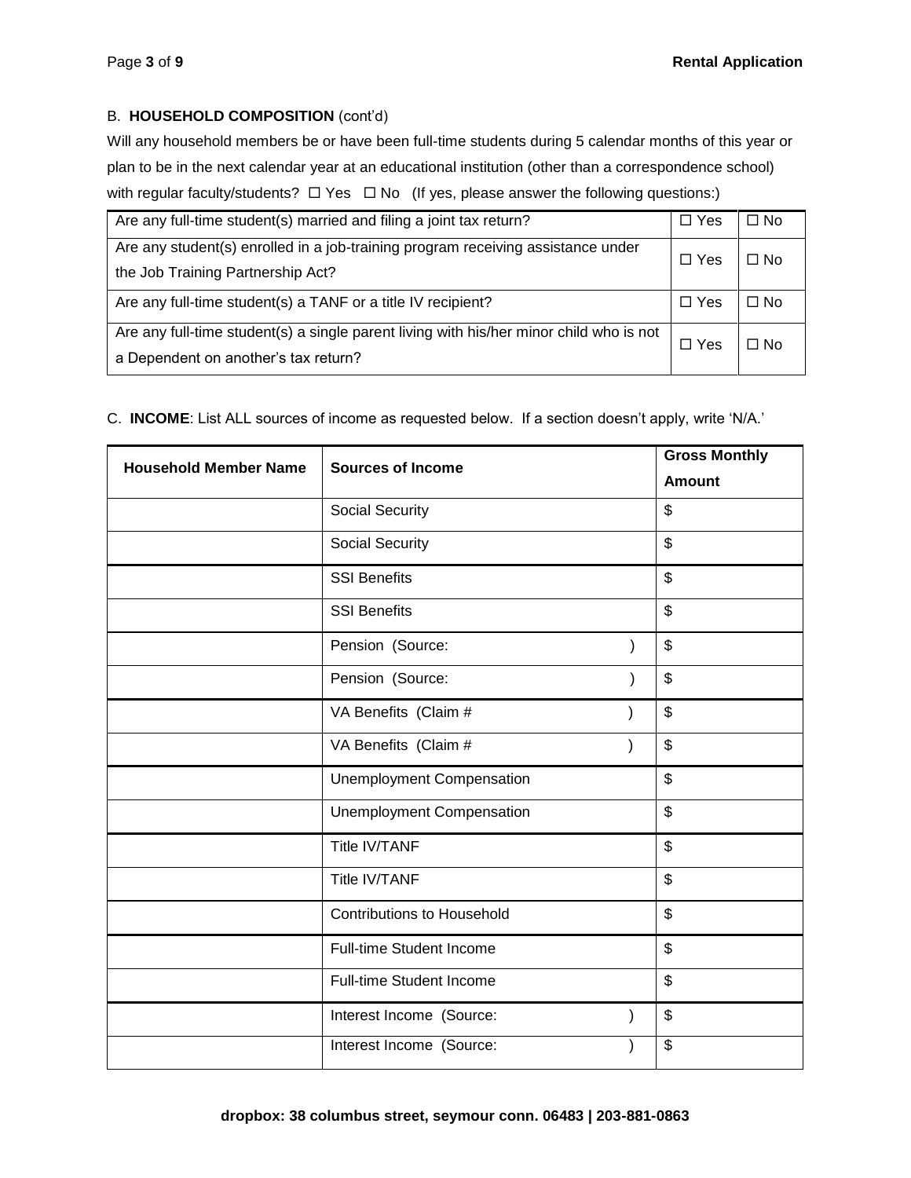B. **HOUSEHOLD COMPOSITION** (cont'd)

Will any household members be or have been full-time students during 5 calendar months of this year or plan to be in the next calendar year at an educational institution (other than a correspondence school) with regular faculty/students? ☐ Yes ☐ No (If yes, please answer the following questions:)

| | | |
|---|---|---|
| Are any full-time student(s) married and filing a joint tax return? | ☐ Yes | ☐ No |
| Are any student(s) enrolled in a job-training program receiving assistance under the Job Training Partnership Act? | ☐ Yes | ☐ No |
| Are any full-time student(s) a TANF or a title IV recipient? | ☐ Yes | ☐ No |
| Are any full-time student(s) a single parent living with his/her minor child who is not a Dependent on another's tax return? | ☐ Yes | ☐ No |

C. **INCOME**: List ALL sources of income as requested below. If a section doesn't apply, write 'N/A.'

| Household Member Name | Sources of Income | Gross Monthly Amount |
|---|---|---|
| | Social Security | $ |
| | Social Security | $ |
| | SSI Benefits | $ |
| | SSI Benefits | $ |
| | Pension (Source: ) | $ |
| | Pension (Source: ) | $ |
| | VA Benefits (Claim # ) | $ |
| | VA Benefits (Claim # ) | $ |
| | Unemployment Compensation | $ |
| | Unemployment Compensation | $ |
| | Title IV/TANF | $ |
| | Title IV/TANF | $ |
| | Contributions to Household | $ |
| | Full-time Student Income | $ |
| | Full-time Student Income | $ |
| | Interest Income (Source: ) | $ |
| | Interest Income (Source: ) | $ |

**dropbox: 38 columbus street, seymour conn. 06483 | 203-881-0863**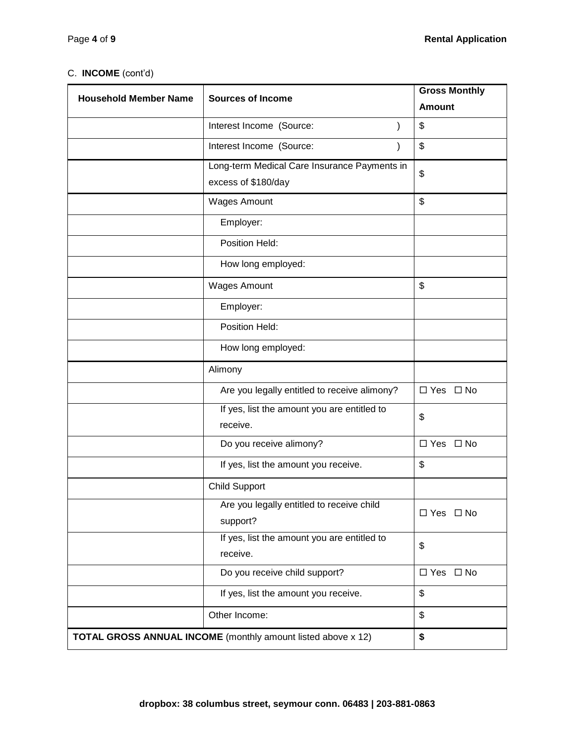C. **INCOME** (cont'd)

| Household Member Name | Sources of Income | Gross Monthly Amount |
|---|---|---|
| | Interest Income (Source: ) | $ |
| | Interest Income (Source: ) | $ |
| | Long-term Medical Care Insurance Payments in excess of $180/day | $ |
| | Wages Amount | $ |
| | Employer: | |
| | Position Held: | |
| | How long employed: | |
| | Wages Amount | $ |
| | Employer: | |
| | Position Held: | |
| | How long employed: | |
| | Alimony | |
| | Are you legally entitled to receive alimony? | ☐ Yes ☐ No |
| | If yes, list the amount you are entitled to receive. | $ |
| | Do you receive alimony? | ☐ Yes ☐ No |
| | If yes, list the amount you receive. | $ |
| | Child Support | |
| | Are you legally entitled to receive child support? | ☐ Yes ☐ No |
| | If yes, list the amount you are entitled to receive. | $ |
| | Do you receive child support? | ☐ Yes ☐ No |
| | If yes, list the amount you receive. | $ |
| | Other Income: | $ |
| **TOTAL GROSS ANNUAL INCOME** (monthly amount listed above x 12) | | **$** |

**dropbox: 38 columbus street, seymour conn. 06483 | 203-881-0863**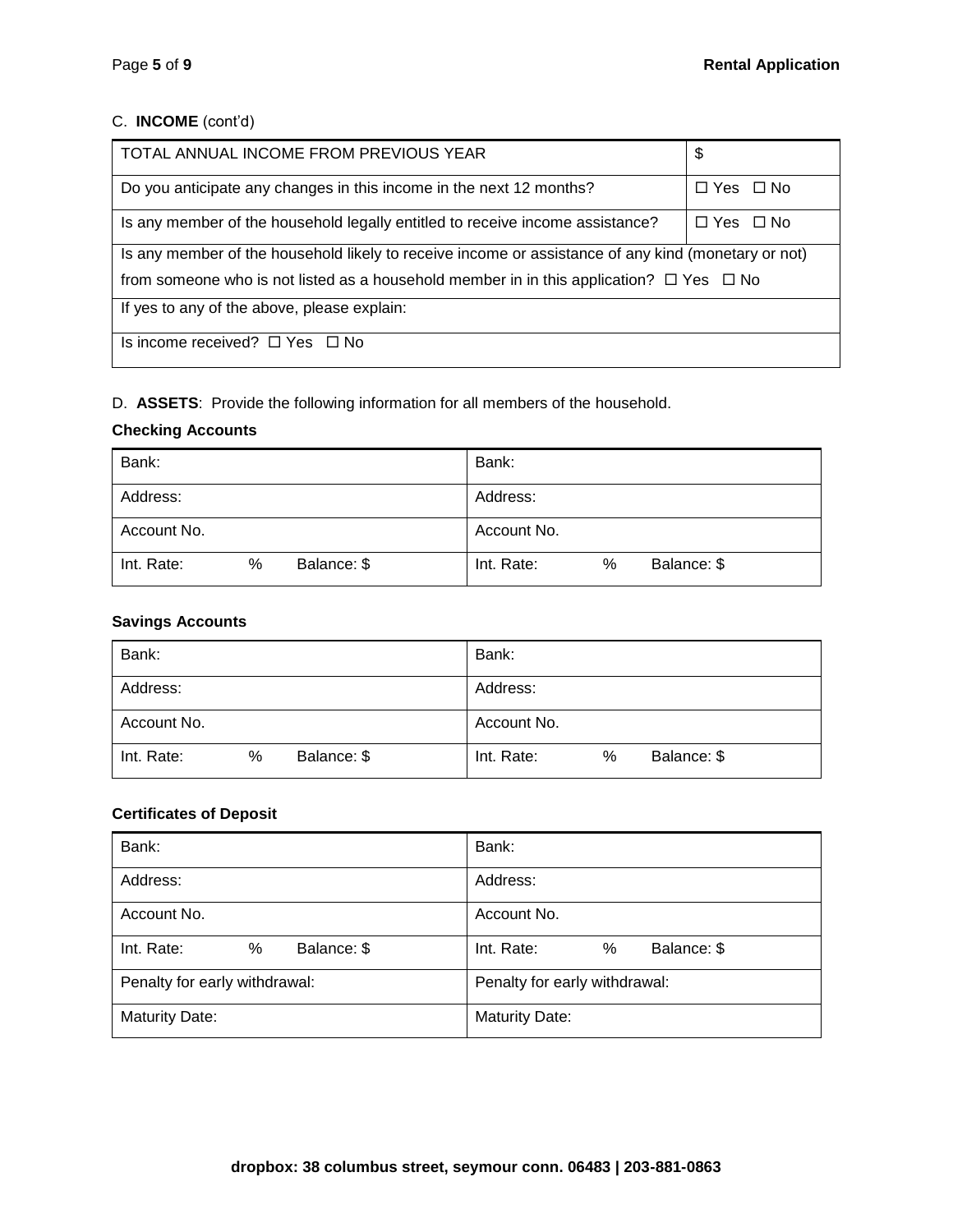C. **INCOME** (cont'd)

| TOTAL ANNUAL INCOME FROM PREVIOUS YEAR | $ |
|---|---|
| Do you anticipate any changes in this income in the next 12 months? | ☐ Yes ☐ No |
| Is any member of the household legally entitled to receive income assistance? | ☐ Yes ☐ No |
| Is any member of the household likely to receive income or assistance of any kind (monetary or not) from someone who is not listed as a household member in in this application? ☐ Yes ☐ No | |
| If yes to any of the above, please explain: | |
| Is income received? ☐ Yes ☐ No | |

D. **ASSETS**: Provide the following information for all members of the household.

**Checking Accounts**

| Bank: | Bank: |
|---|---|
| Address: | Address: |
| Account No. | Account No. |
| Int. Rate: % Balance: $ | Int. Rate: % Balance: $ |

**Savings Accounts**

| Bank: | Bank: |
|---|---|
| Address: | Address: |
| Account No. | Account No. |
| Int. Rate: % Balance: $ | Int. Rate: % Balance: $ |

**Certificates of Deposit**

| Bank: | Bank: |
|---|---|
| Address: | Address: |
| Account No. | Account No. |
| Int. Rate: % Balance: $ | Int. Rate: % Balance: $ |
| Penalty for early withdrawal: | Penalty for early withdrawal: |
| Maturity Date: | Maturity Date: |

**dropbox: 38 columbus street, seymour conn. 06483 | 203-881-0863**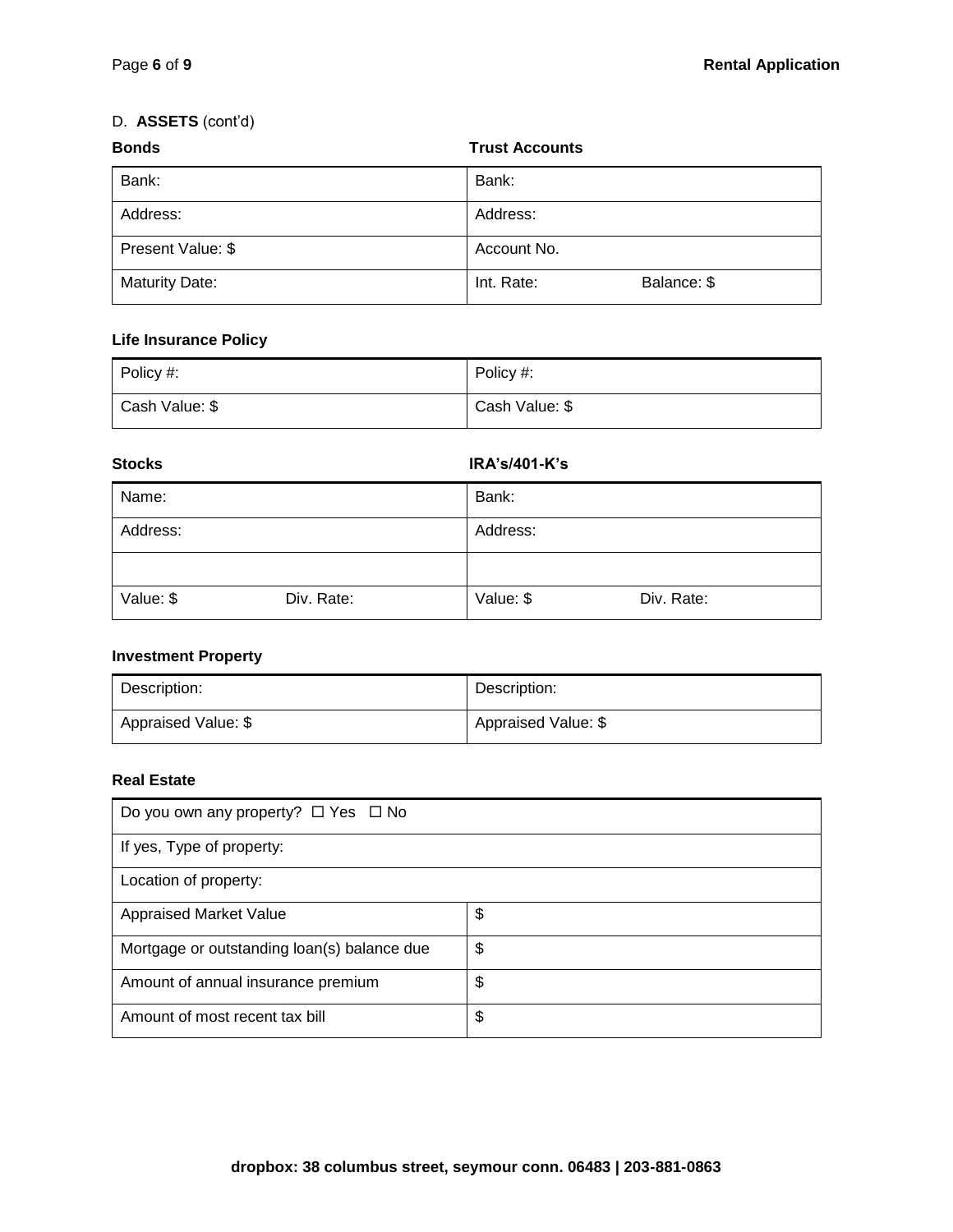D. **ASSETS** (cont'd)

| **Bonds** | **Trust Accounts** |
|---|---|
| Bank: | Bank: |
| Address: | Address: |
| Present Value: $ | Account No. |
| Maturity Date: | Int. Rate: Balance: $ |

**Life Insurance Policy**

| | |
|---|---|
| Policy #: | Policy #: |
| Cash Value: $ | Cash Value: $ |

| **Stocks** | **IRA's/401-K's** |
|---|---|
| Name: | Bank: |
| Address: | Address: |
| | |
| Value: $ Div. Rate: | Value: $ Div. Rate: |

**Investment Property**

| | |
|---|---|
| Description: | Description: |
| Appraised Value: $ | Appraised Value: $ |

**Real Estate**

| | |
|---|---|
| Do you own any property? ☐ Yes ☐ No | |
| If yes, Type of property: | |
| Location of property: | |
| Appraised Market Value | $ |
| Mortgage or outstanding loan(s) balance due | $ |
| Amount of annual insurance premium | $ |
| Amount of most recent tax bill | $ |

**dropbox: 38 columbus street, seymour conn. 06483 | 203-881-0863**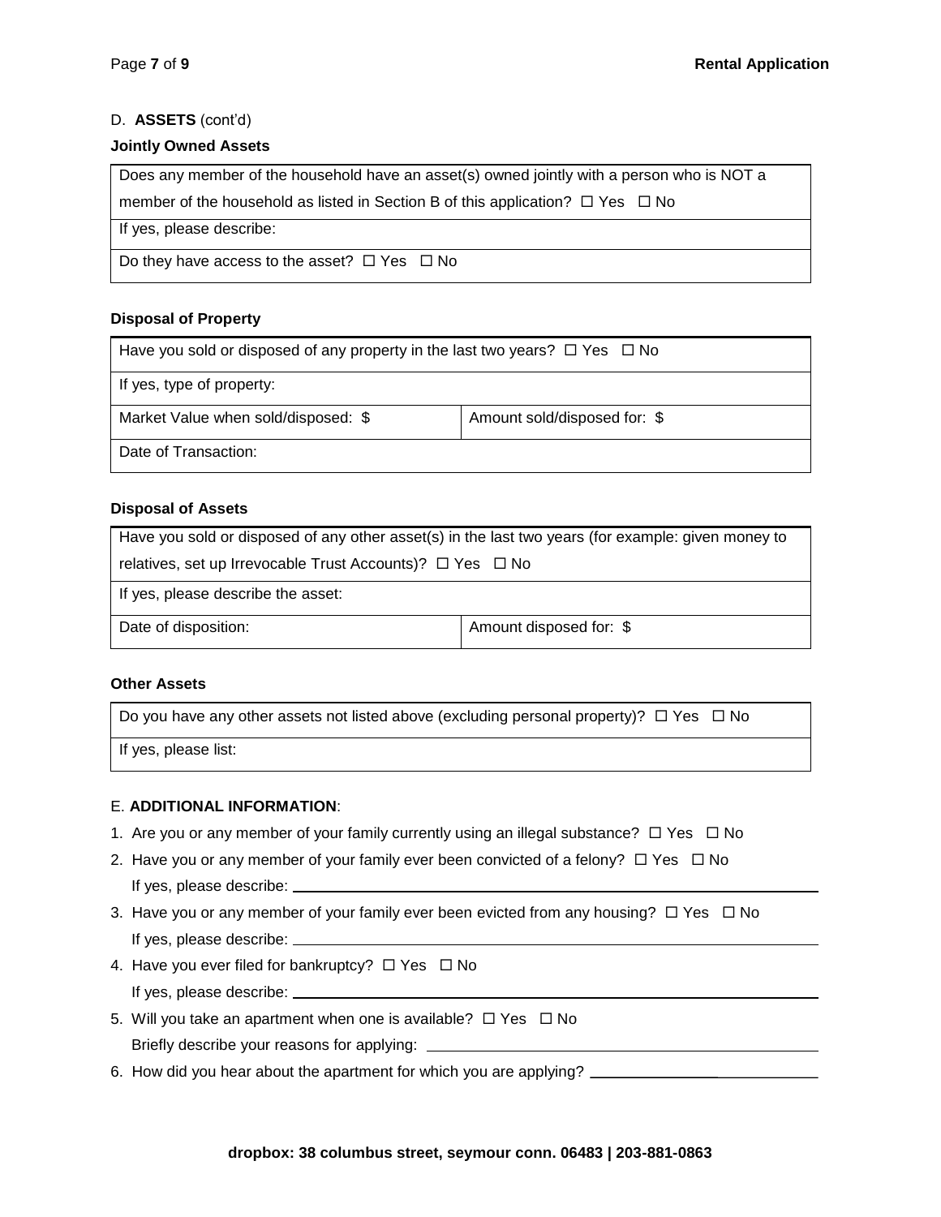D. **ASSETS** (cont'd)

**Jointly Owned Assets**

| Does any member of the household have an asset(s) owned jointly with a person who is NOT a member of the household as listed in Section B of this application? ☐ Yes ☐ No |
|---|
| If yes, please describe: |
| Do they have access to the asset? ☐ Yes ☐ No |

**Disposal of Property**

| Have you sold or disposed of any property in the last two years? ☐ Yes ☐ No | |
|---|---|
| If yes, type of property: | |
| Market Value when sold/disposed: $ | Amount sold/disposed for: $ |
| Date of Transaction: | |

**Disposal of Assets**

| Have you sold or disposed of any other asset(s) in the last two years (for example: given money to relatives, set up Irrevocable Trust Accounts)? ☐ Yes ☐ No | |
|---|---|
| If yes, please describe the asset: | |
| Date of disposition: | Amount disposed for: $ |

**Other Assets**

| Do you have any other assets not listed above (excluding personal property)? ☐ Yes ☐ No |
|---|
| If yes, please list: |

E. **ADDITIONAL INFORMATION**:

1. Are you or any member of your family currently using an illegal substance? ☐ Yes ☐ No
2. Have you or any member of your family ever been convicted of a felony? ☐ Yes ☐ No
   If yes, please describe: ______________________________
3. Have you or any member of your family ever been evicted from any housing? ☐ Yes ☐ No
   If yes, please describe: ______________________________
4. Have you ever filed for bankruptcy? ☐ Yes ☐ No
   If yes, please describe: ______________________________
5. Will you take an apartment when one is available? ☐ Yes ☐ No
   Briefly describe your reasons for applying: ______________________________
6. How did you hear about the apartment for which you are applying? ______________________________

**dropbox: 38 columbus street, seymour conn. 06483 | 203-881-0863**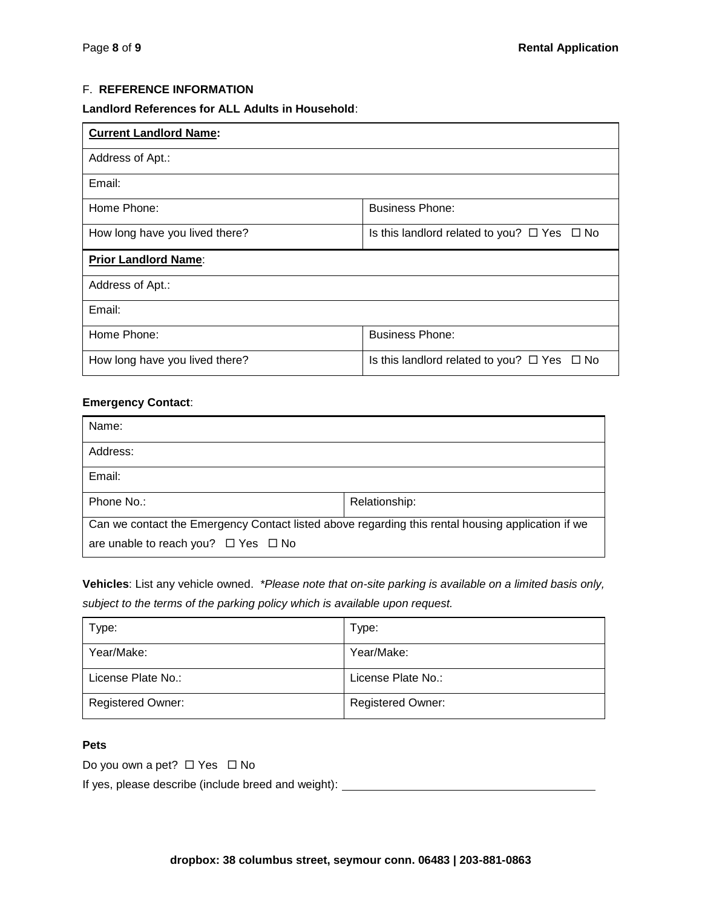## F. REFERENCE INFORMATION

**Landlord References for ALL Adults in Household**:

| **<u>Current Landlord Name</u>:** | |
|---|---|
| Address of Apt.: | |
| Email: | |
| Home Phone: | Business Phone: |
| How long have you lived there? | Is this landlord related to you? ☐ Yes ☐ No |
| **<u>Prior Landlord Name</u>**: | |
| Address of Apt.: | |
| Email: | |
| Home Phone: | Business Phone: |
| How long have you lived there? | Is this landlord related to you? ☐ Yes ☐ No |

**Emergency Contact**:

| Name: | |
|---|---|
| Address: | |
| Email: | |
| Phone No.: | Relationship: |
| Can we contact the Emergency Contact listed above regarding this rental housing application if we are unable to reach you? ☐ Yes ☐ No | |

**Vehicles**: List any vehicle owned. *\*Please note that on-site parking is available on a limited basis only, subject to the terms of the parking policy which is available upon request.*

| Type: | Type: |
|---|---|
| Year/Make: | Year/Make: |
| License Plate No.: | License Plate No.: |
| Registered Owner: | Registered Owner: |

**Pets**

Do you own a pet? ☐ Yes ☐ No

If yes, please describe (include breed and weight): ______________________________

**dropbox: 38 columbus street, seymour conn. 06483 | 203-881-0863**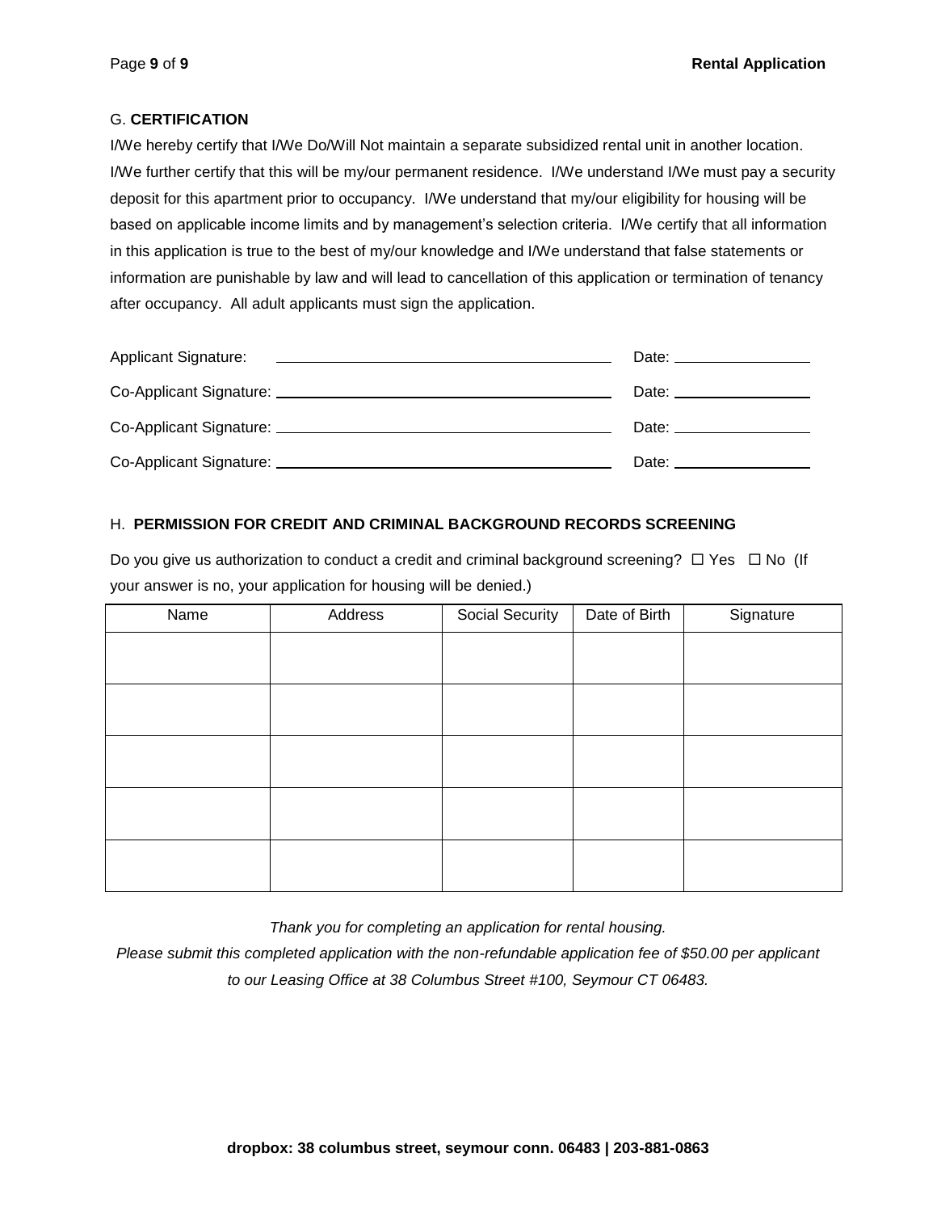## G. **CERTIFICATION**

I/We hereby certify that I/We Do/Will Not maintain a separate subsidized rental unit in another location. I/We further certify that this will be my/our permanent residence. I/We understand I/We must pay a security deposit for this apartment prior to occupancy. I/We understand that my/our eligibility for housing will be based on applicable income limits and by management's selection criteria. I/We certify that all information in this application is true to the best of my/our knowledge and I/We understand that false statements or information are punishable by law and will lead to cancellation of this application or termination of tenancy after occupancy. All adult applicants must sign the application.

Applicant Signature: ______________________________ Date: ______________

Co-Applicant Signature: ______________________________ Date: ______________

Co-Applicant Signature: ______________________________ Date: ______________

Co-Applicant Signature: ______________________________ Date: ______________

## H. **PERMISSION FOR CREDIT AND CRIMINAL BACKGROUND RECORDS SCREENING**

Do you give us authorization to conduct a credit and criminal background screening? ☐ Yes ☐ No (If your answer is no, your application for housing will be denied.)

| Name | Address | Social Security | Date of Birth | Signature |
|---|---|---|---|---|
| | | | | |
| | | | | |
| | | | | |
| | | | | |
| | | | | |

*Thank you for completing an application for rental housing.*

*Please submit this completed application with the non-refundable application fee of $50.00 per applicant to our Leasing Office at 38 Columbus Street #100, Seymour CT 06483.*

**dropbox: 38 columbus street, seymour conn. 06483 | 203-881-0863**